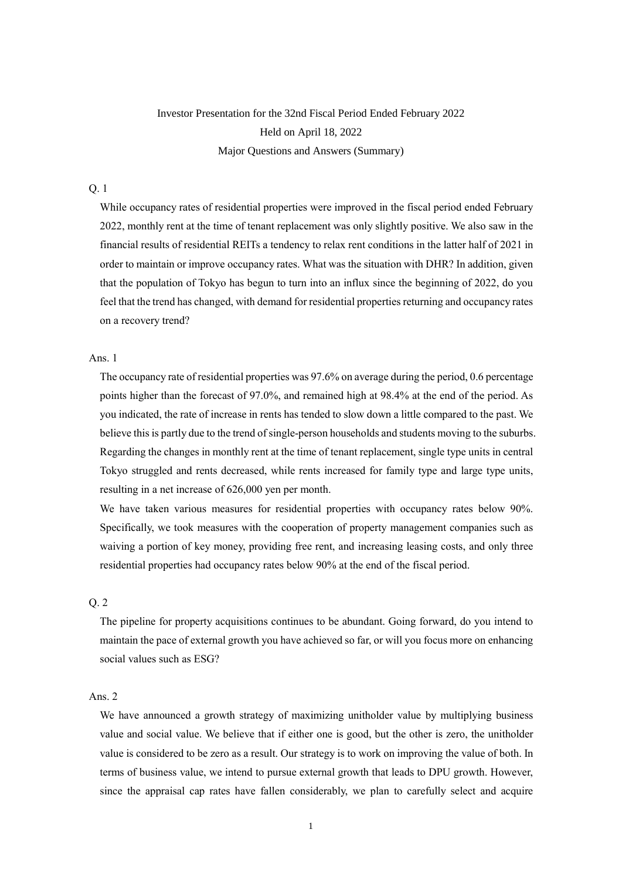Investor Presentation for the 32nd Fiscal Period Ended February 2022

Held on April 18, 2022

Major Questions and Answers (Summary)

Q. 1

While occupancy rates of residential properties were improved in the fiscal period ended February 2022, monthly rent at the time of tenant replacement was only slightly positive. We also saw in the financial results of residential REITs a tendency to relax rent conditions in the latter half of 2021 in order to maintain or improve occupancy rates. What was the situation with DHR? In addition, given that the population of Tokyo has begun to turn into an influx since the beginning of 2022, do you feel that the trend has changed, with demand for residential properties returning and occupancy rates on a recovery trend?

Ans. 1

The occupancy rate of residential properties was 97.6% on average during the period, 0.6 percentage points higher than the forecast of 97.0%, and remained high at 98.4% at the end of the period. As you indicated, the rate of increase in rents has tended to slow down a little compared to the past. We believe this is partly due to the trend of single-person households and students moving to the suburbs. Regarding the changes in monthly rent at the time of tenant replacement, single type units in central Tokyo struggled and rents decreased, while rents increased for family type and large type units, resulting in a net increase of 626,000 yen per month.

We have taken various measures for residential properties with occupancy rates below 90%. Specifically, we took measures with the cooperation of property management companies such as waiving a portion of key money, providing free rent, and increasing leasing costs, and only three residential properties had occupancy rates below 90% at the end of the fiscal period.

Q. 2

The pipeline for property acquisitions continues to be abundant. Going forward, do you intend to maintain the pace of external growth you have achieved so far, or will you focus more on enhancing social values such as ESG?

Ans. 2

We have announced a growth strategy of maximizing unitholder value by multiplying business value and social value. We believe that if either one is good, but the other is zero, the unitholder value is considered to be zero as a result. Our strategy is to work on improving the value of both. In terms of business value, we intend to pursue external growth that leads to DPU growth. However, since the appraisal cap rates have fallen considerably, we plan to carefully select and acquire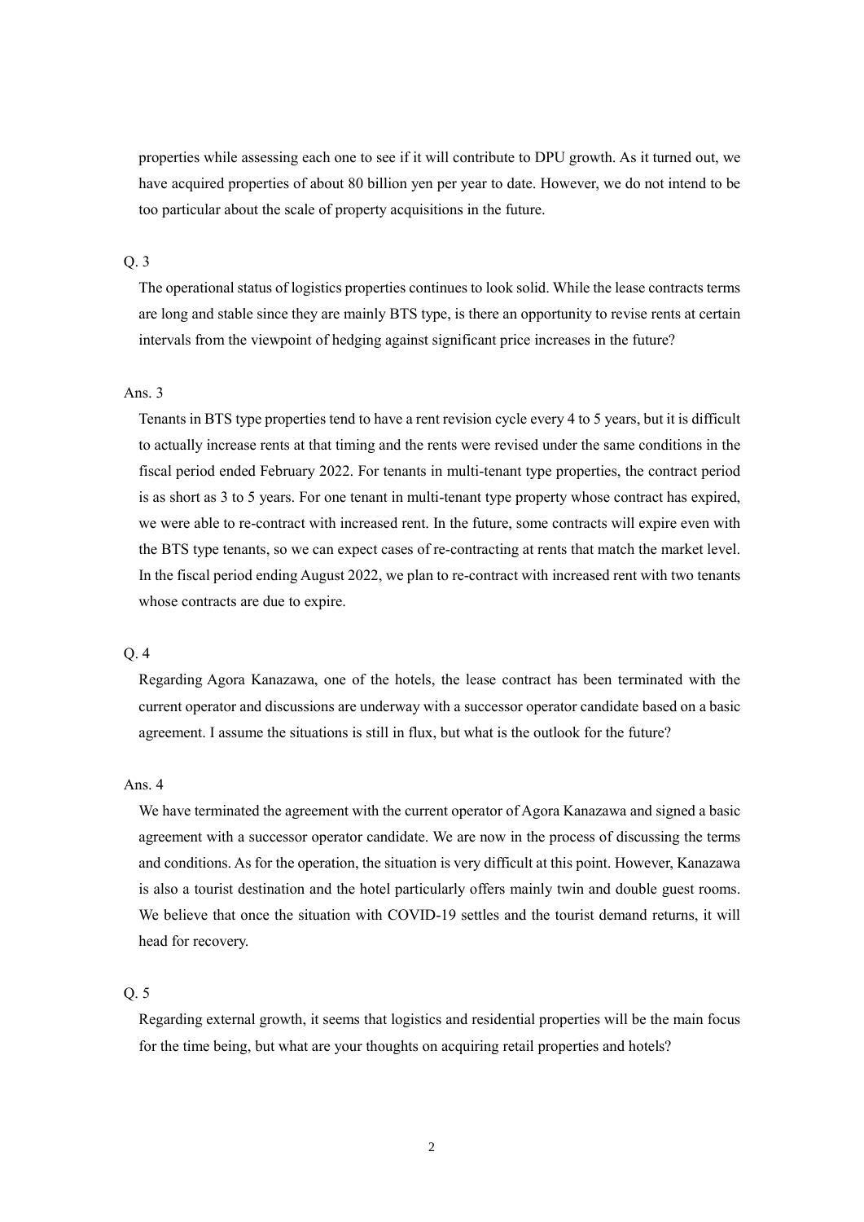properties while assessing each one to see if it will contribute to DPU growth. As it turned out, we have acquired properties of about 80 billion yen per year to date. However, we do not intend to be too particular about the scale of property acquisitions in the future.

Q. 3

The operational status of logistics properties continues to look solid. While the lease contracts terms are long and stable since they are mainly BTS type, is there an opportunity to revise rents at certain intervals from the viewpoint of hedging against significant price increases in the future?

Ans. 3

Tenants in BTS type properties tend to have a rent revision cycle every 4 to 5 years, but it is difficult to actually increase rents at that timing and the rents were revised under the same conditions in the fiscal period ended February 2022. For tenants in multi-tenant type properties, the contract period is as short as 3 to 5 years. For one tenant in multi-tenant type property whose contract has expired, we were able to re-contract with increased rent. In the future, some contracts will expire even with the BTS type tenants, so we can expect cases of re-contracting at rents that match the market level. In the fiscal period ending August 2022, we plan to re-contract with increased rent with two tenants whose contracts are due to expire.

Q. 4

Regarding Agora Kanazawa, one of the hotels, the lease contract has been terminated with the current operator and discussions are underway with a successor operator candidate based on a basic agreement. I assume the situations is still in flux, but what is the outlook for the future?

Ans. 4

We have terminated the agreement with the current operator of Agora Kanazawa and signed a basic agreement with a successor operator candidate. We are now in the process of discussing the terms and conditions. As for the operation, the situation is very difficult at this point. However, Kanazawa is also a tourist destination and the hotel particularly offers mainly twin and double guest rooms. We believe that once the situation with COVID-19 settles and the tourist demand returns, it will head for recovery.

Q. 5

Regarding external growth, it seems that logistics and residential properties will be the main focus for the time being, but what are your thoughts on acquiring retail properties and hotels?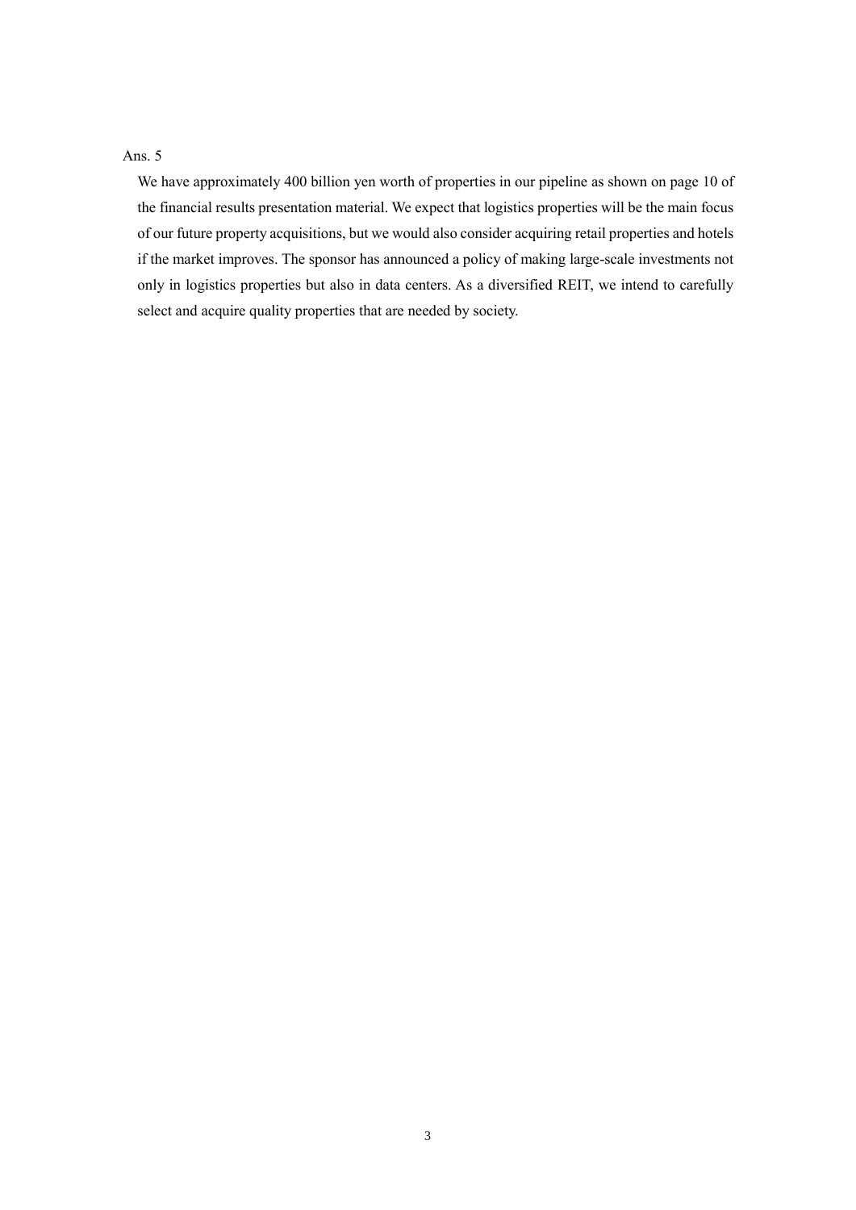Ans. 5

We have approximately 400 billion yen worth of properties in our pipeline as shown on page 10 of the financial results presentation material. We expect that logistics properties will be the main focus of our future property acquisitions, but we would also consider acquiring retail properties and hotels if the market improves. The sponsor has announced a policy of making large-scale investments not only in logistics properties but also in data centers. As a diversified REIT, we intend to carefully select and acquire quality properties that are needed by society.